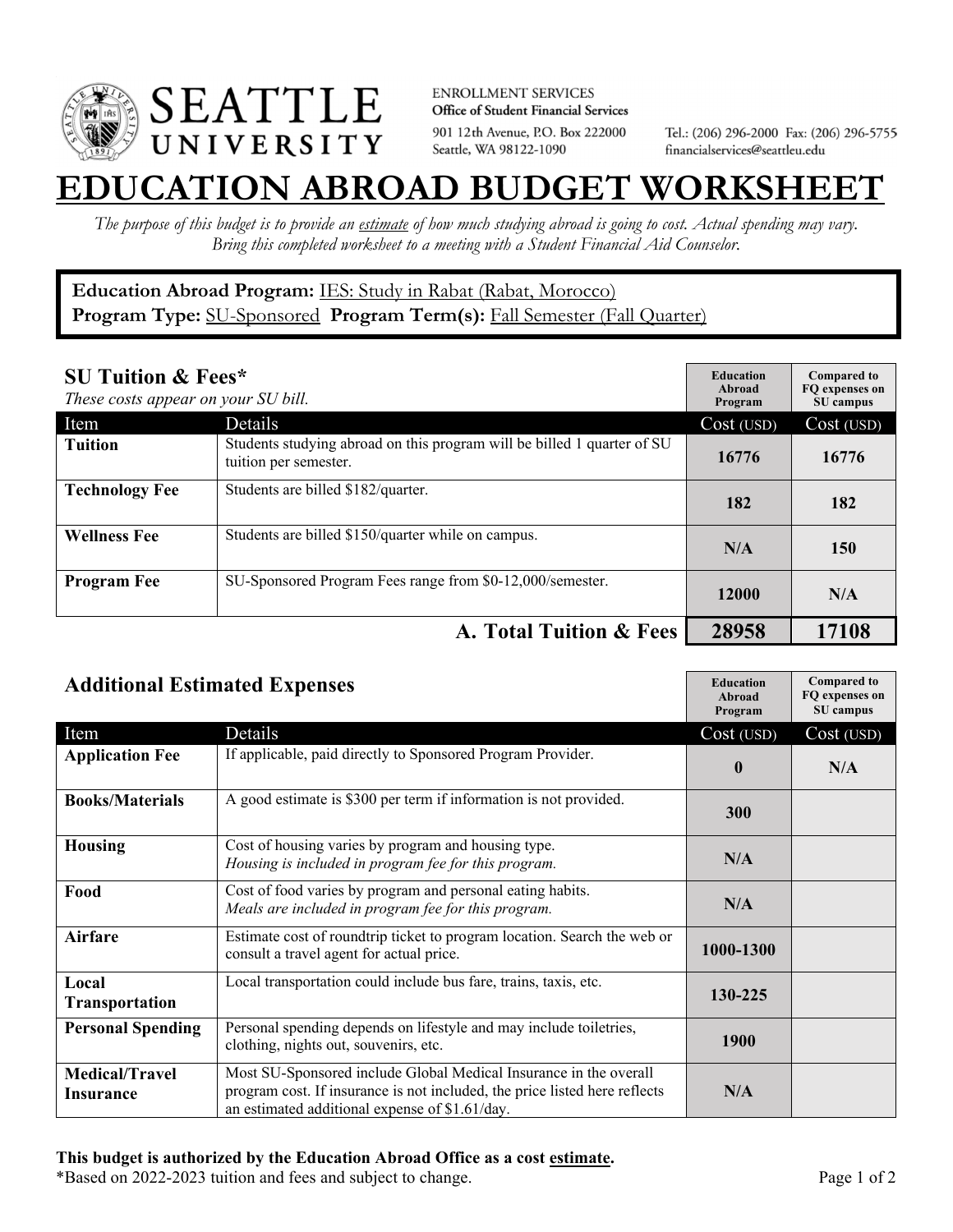SEATTLE UNIVERSITY

ENROLLMENT SERVICES
**Office of Student Financial Services**
901 12th Avenue, P.O. Box 222000
Seattle, WA 98122-1090

Tel.: (206) 296-2000 Fax: (206) 296-5755
financialservices@seattleu.edu

# EDUCATION ABROAD BUDGET WORKSHEET

*The purpose of this budget is to provide an estimate of how much studying abroad is going to cost. Actual spending may vary. Bring this completed worksheet to a meeting with a Student Financial Aid Counselor.*

**Education Abroad Program:** IES: Study in Rabat (Rabat, Morocco)
**Program Type:** SU-Sponsored **Program Term(s):** Fall Semester (Fall Quarter)

## SU Tuition & Fees*

*These costs appear on your SU bill.*

| Item | Details | Education Abroad Program Cost (USD) | Compared to FQ expenses on SU campus Cost (USD) |
|---|---|---|---|
| **Tuition** | Students studying abroad on this program will be billed 1 quarter of SU tuition per semester. | 16776 | 16776 |
| **Technology Fee** | Students are billed $182/quarter. | 182 | 182 |
| **Wellness Fee** | Students are billed $150/quarter while on campus. | N/A | 150 |
| **Program Fee** | SU-Sponsored Program Fees range from $0-12,000/semester. | 12000 | N/A |
| | **A. Total Tuition & Fees** | **28958** | **17108** |

## Additional Estimated Expenses

| Item | Details | Education Abroad Program Cost (USD) | Compared to FQ expenses on SU campus Cost (USD) |
|---|---|---|---|
| **Application Fee** | If applicable, paid directly to Sponsored Program Provider. | 0 | N/A |
| **Books/Materials** | A good estimate is $300 per term if information is not provided. | 300 | |
| **Housing** | Cost of housing varies by program and housing type. *Housing is included in program fee for this program.* | N/A | |
| **Food** | Cost of food varies by program and personal eating habits. *Meals are included in program fee for this program.* | N/A | |
| **Airfare** | Estimate cost of roundtrip ticket to program location. Search the web or consult a travel agent for actual price. | 1000-1300 | |
| **Local Transportation** | Local transportation could include bus fare, trains, taxis, etc. | 130-225 | |
| **Personal Spending** | Personal spending depends on lifestyle and may include toiletries, clothing, nights out, souvenirs, etc. | 1900 | |
| **Medical/Travel Insurance** | Most SU-Sponsored include Global Medical Insurance in the overall program cost. If insurance is not included, the price listed here reflects an estimated additional expense of $1.61/day. | N/A | |

**This budget is authorized by the Education Abroad Office as a cost estimate.**
*Based on 2022-2023 tuition and fees and subject to change.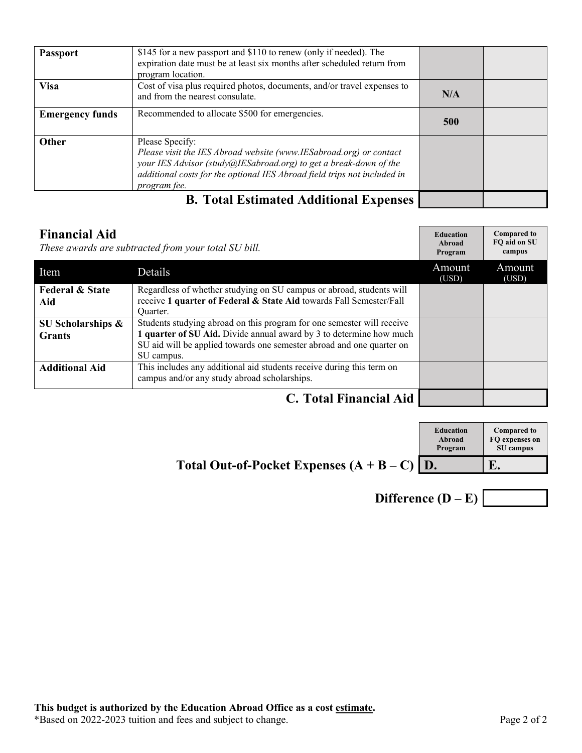| | | | |
|---|---|---|---|
| **Passport** | $145 for a new passport and $110 to renew (only if needed). The expiration date must be at least six months after scheduled return from program location. | | |
| **Visa** | Cost of visa plus required photos, documents, and/or travel expenses to and from the nearest consulate. | **N/A** | |
| **Emergency funds** | Recommended to allocate $500 for emergencies. | **500** | |
| **Other** | Please Specify: *Please visit the IES Abroad website (www.IESabroad.org) or contact your IES Advisor (study@IESabroad.org) to get a break-down of the additional costs for the optional IES Abroad field trips not included in program fee.* | | |
| | **B. Total Estimated Additional Expenses** | | |

## Financial Aid

*These awards are subtracted from your total SU bill.*

| | | **Education Abroad Program** | **Compared to FQ aid on SU campus** |
|---|---|---|---|
| Item | Details | Amount (USD) | Amount (USD) |
| **Federal & State Aid** | Regardless of whether studying on SU campus or abroad, students will receive **1 quarter of Federal & State Aid** towards Fall Semester/Fall Quarter. | | |
| **SU Scholarships & Grants** | Students studying abroad on this program for one semester will receive **1 quarter of SU Aid.** Divide annual award by 3 to determine how much SU aid will be applied towards one semester abroad and one quarter on SU campus. | | |
| **Additional Aid** | This includes any additional aid students receive during this term on campus and/or any study abroad scholarships. | | |
| | **C. Total Financial Aid** | | |

| | **Education Abroad Program** | **Compared to FQ expenses on SU campus** |
|---|---|---|
| **Total Out-of-Pocket Expenses (A + B – C)** | **D.** | **E.** |

| | |
|---|---|
| **Difference (D – E)** | |

**This budget is authorized by the Education Abroad Office as a cost estimate.**

*Based on 2022-2023 tuition and fees and subject to change.